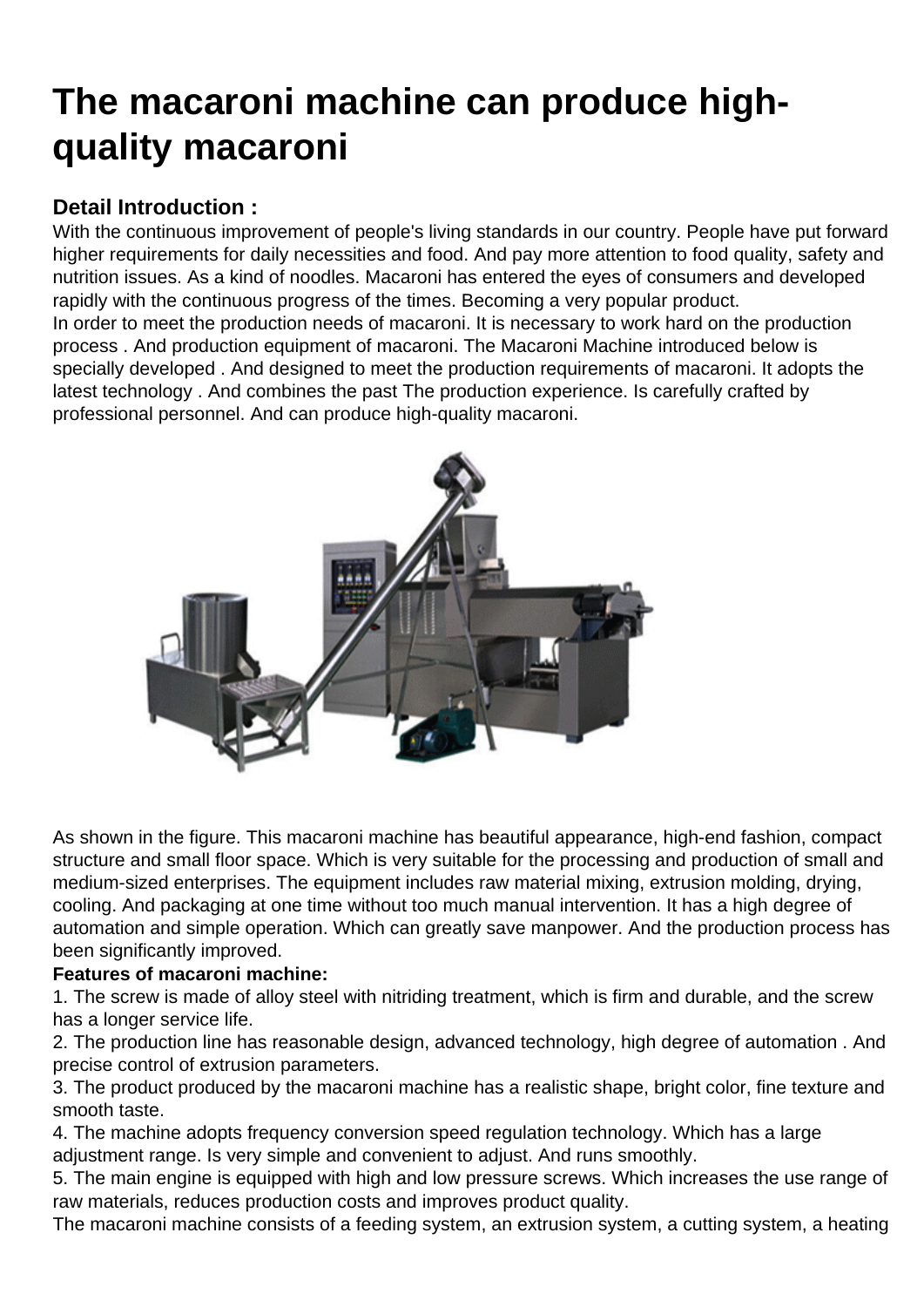# The macaroni machine can produce high-quality macaroni

### Detail Introduction :

With the continuous improvement of people's living standards in our country. People have put forward higher requirements for daily necessities and food. And pay more attention to food quality, safety and nutrition issues. As a kind of noodles. Macaroni has entered the eyes of consumers and developed rapidly with the continuous progress of the times. Becoming a very popular product.

In order to meet the production needs of macaroni. It is necessary to work hard on the production process . And production equipment of macaroni. The Macaroni Machine introduced below is specially developed . And designed to meet the production requirements of macaroni. It adopts the latest technology . And combines the past The production experience. Is carefully crafted by professional personnel. And can produce high-quality macaroni.

As shown in the figure. This macaroni machine has beautiful appearance, high-end fashion, compact structure and small floor space. Which is very suitable for the processing and production of small and medium-sized enterprises. The equipment includes raw material mixing, extrusion molding, drying, cooling. And packaging at one time without too much manual intervention. It has a high degree of automation and simple operation. Which can greatly save manpower. And the production process has been significantly improved.

**Features of macaroni machine:**

1. The screw is made of alloy steel with nitriding treatment, which is firm and durable, and the screw has a longer service life.
2. The production line has reasonable design, advanced technology, high degree of automation . And precise control of extrusion parameters.
3. The product produced by the macaroni machine has a realistic shape, bright color, fine texture and smooth taste.
4. The machine adopts frequency conversion speed regulation technology. Which has a large adjustment range. Is very simple and convenient to adjust. And runs smoothly.
5. The main engine is equipped with high and low pressure screws. Which increases the use range of raw materials, reduces production costs and improves product quality.

The macaroni machine consists of a feeding system, an extrusion system, a cutting system, a heating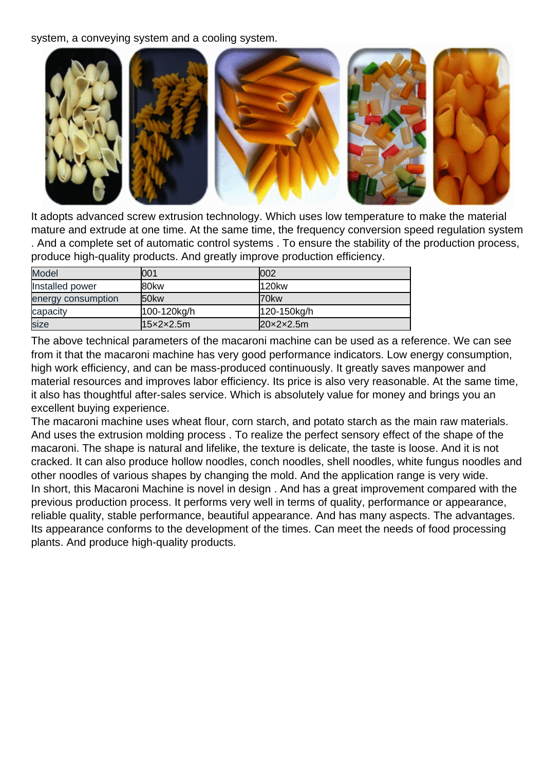system, a conveying system and a cooling system.

It adopts advanced screw extrusion technology. Which uses low temperature to make the material mature and extrude at one time. At the same time, the frequency conversion speed regulation system . And a complete set of automatic control systems . To ensure the stability of the production process, produce high-quality products. And greatly improve production efficiency.

| Model | 001 | 002 |
|---|---|---|
| Installed power | 80kw | 120kw |
| energy consumption | 50kw | 70kw |
| capacity | 100-120kg/h | 120-150kg/h |
| size | 15×2×2.5m | 20×2×2.5m |

The above technical parameters of the macaroni machine can be used as a reference. We can see from it that the macaroni machine has very good performance indicators. Low energy consumption, high work efficiency, and can be mass-produced continuously. It greatly saves manpower and material resources and improves labor efficiency. Its price is also very reasonable. At the same time, it also has thoughtful after-sales service. Which is absolutely value for money and brings you an excellent buying experience.

The macaroni machine uses wheat flour, corn starch, and potato starch as the main raw materials. And uses the extrusion molding process . To realize the perfect sensory effect of the shape of the macaroni. The shape is natural and lifelike, the texture is delicate, the taste is loose. And it is not cracked. It can also produce hollow noodles, conch noodles, shell noodles, white fungus noodles and other noodles of various shapes by changing the mold. And the application range is very wide.

In short, this Macaroni Machine is novel in design . And has a great improvement compared with the previous production process. It performs very well in terms of quality, performance or appearance, reliable quality, stable performance, beautiful appearance. And has many aspects. The advantages. Its appearance conforms to the development of the times. Can meet the needs of food processing plants. And produce high-quality products.